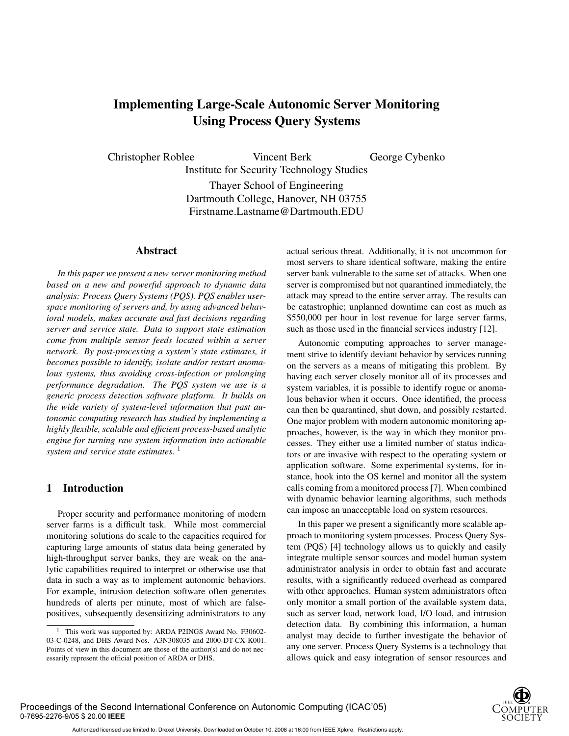# Implementing Large-Scale Autonomic Server Monitoring Using Process Query Systems

Christopher Roblee Vincent Berk George Cybenko
Institute for Security Technology Studies
Thayer School of Engineering
Dartmouth College, Hanover, NH 03755
Firstname.Lastname@Dartmouth.EDU

## Abstract

*In this paper we present a new server monitoring method based on a new and powerful approach to dynamic data analysis: Process Query Systems (PQS). PQS enables user-space monitoring of servers and, by using advanced behavioral models, makes accurate and fast decisions regarding server and service state. Data to support state estimation come from multiple sensor feeds located within a server network. By post-processing a system's state estimates, it becomes possible to identify, isolate and/or restart anomalous systems, thus avoiding cross-infection or prolonging performance degradation. The PQS system we use is a generic process detection software platform. It builds on the wide variety of system-level information that past autonomic computing research has studied by implementing a highly flexible, scalable and efficient process-based analytic engine for turning raw system information into actionable system and service state estimates.* [1]

## 1 Introduction

Proper security and performance monitoring of modern server farms is a difficult task. While most commercial monitoring solutions do scale to the capacities required for capturing large amounts of status data being generated by high-throughput server banks, they are weak on the analytic capabilities required to interpret or otherwise use that data in such a way as to implement autonomic behaviors. For example, intrusion detection software often generates hundreds of alerts per minute, most of which are false-positives, subsequently desensitizing administrators to any actual serious threat. Additionally, it is not uncommon for most servers to share identical software, making the entire server bank vulnerable to the same set of attacks. When one server is compromised but not quarantined immediately, the attack may spread to the entire server array. The results can be catastrophic; unplanned downtime can cost as much as \$550,000 per hour in lost revenue for large server farms, such as those used in the financial services industry [12].

Autonomic computing approaches to server management strive to identify deviant behavior by services running on the servers as a means of mitigating this problem. By having each server closely monitor all of its processes and system variables, it is possible to identify rogue or anomalous behavior when it occurs. Once identified, the process can then be quarantined, shut down, and possibly restarted. One major problem with modern autonomic monitoring approaches, however, is the way in which they monitor processes. They either use a limited number of status indicators or are invasive with respect to the operating system or application software. Some experimental systems, for instance, hook into the OS kernel and monitor all the system calls coming from a monitored process [7]. When combined with dynamic behavior learning algorithms, such methods can impose an unacceptable load on system resources.

In this paper we present a significantly more scalable approach to monitoring system processes. Process Query System (PQS) [4] technology allows us to quickly and easily integrate multiple sensor sources and model human system administrator analysis in order to obtain fast and accurate results, with a significantly reduced overhead as compared with other approaches. Human system administrators often only monitor a small portion of the available system data, such as server load, network load, I/O load, and intrusion detection data. By combining this information, a human analyst may decide to further investigate the behavior of any one server. Process Query Systems is a technology that allows quick and easy integration of sensor resources and

[1] This work was supported by: ARDA P2INGS Award No. F30602-03-C-0248, and DHS Award Nos. A3N308035 and 2000-DT-CX-K001. Points of view in this document are those of the author(s) and do not necessarily represent the official position of ARDA or DHS.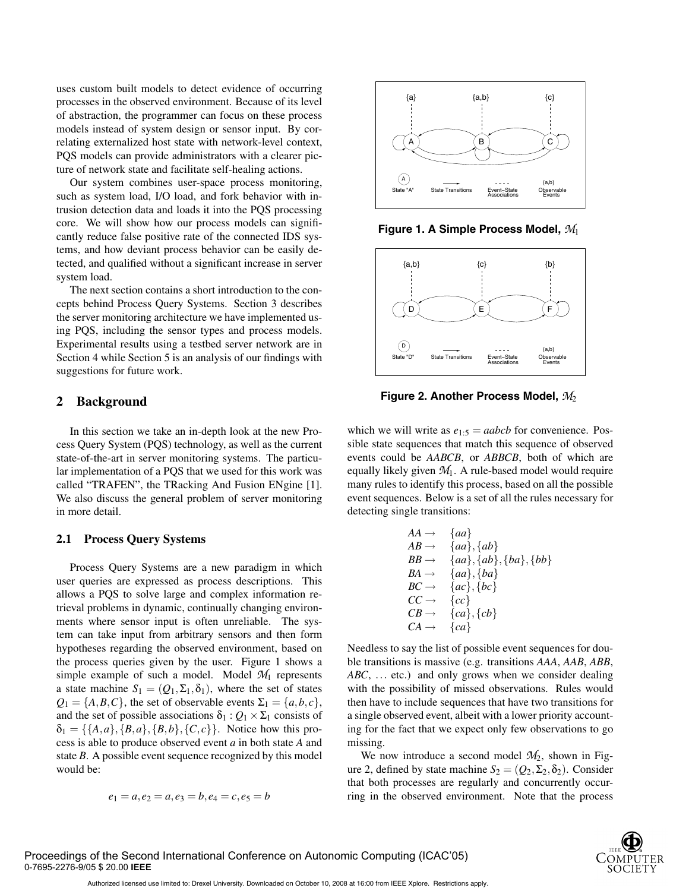uses custom built models to detect evidence of occurring processes in the observed environment. Because of its level of abstraction, the programmer can focus on these process models instead of system design or sensor input. By correlating externalized host state with network-level context, PQS models can provide administrators with a clearer picture of network state and facilitate self-healing actions.

Our system combines user-space process monitoring, such as system load, I/O load, and fork behavior with intrusion detection data and loads it into the PQS processing core. We will show how our process models can significantly reduce false positive rate of the connected IDS systems, and how deviant process behavior can be easily detected, and qualified without a significant increase in server system load.

The next section contains a short introduction to the concepts behind Process Query Systems. Section 3 describes the server monitoring architecture we have implemented using PQS, including the sensor types and process models. Experimental results using a testbed server network are in Section 4 while Section 5 is an analysis of our findings with suggestions for future work.

## 2 Background

In this section we take an in-depth look at the new Process Query System (PQS) technology, as well as the current state-of-the-art in server monitoring systems. The particular implementation of a PQS that we used for this work was called "TRAFEN", the TRacking And Fusion ENgine [1]. We also discuss the general problem of server monitoring in more detail.

### 2.1 Process Query Systems

Process Query Systems are a new paradigm in which user queries are expressed as process descriptions. This allows a PQS to solve large and complex information retrieval problems in dynamic, continually changing environments where sensor input is often unreliable. The system can take input from arbitrary sensors and then form hypotheses regarding the observed environment, based on the process queries given by the user. Figure 1 shows a simple example of such a model. Model $\mathcal{M}_1$ represents a state machine $S_1 = (Q_1, \Sigma_1, \delta_1)$, where the set of states $Q_1 = \{A, B, C\}$, the set of observable events $\Sigma_1 = \{a, b, c\}$, and the set of possible associations $\delta_1 : Q_1 \times \Sigma_1$ consists of $\delta_1 = \{\{A, a\}, \{B, a\}, \{B, b\}, \{C, c\}\}$. Notice how this process is able to produce observed event $a$ in both state $A$ and state $B$. A possible event sequence recognized by this model would be:

$$e_1 = a, e_2 = a, e_3 = b, e_4 = c, e_5 = b$$

{a}
{a,b}
{c}
A
B
C
State "A"
State Transitions
Event–State Associations
{a,b} Observable Events

**Figure 1. A Simple Process Model, $\mathcal{M}_1$**

{a,b}
{c}
{b}
D
E
F
State "D"
State Transitions
Event–State Associations
{a,b} Observable Events

**Figure 2. Another Process Model, $\mathcal{M}_2$**

which we will write as $e_{1:5} = aabcb$ for convenience. Possible state sequences that match this sequence of observed events could be $AABCB$, or $ABBCB$, both of which are equally likely given $\mathcal{M}_1$. A rule-based model would require many rules to identify this process, based on all the possible event sequences. Below is a set of all the rules necessary for detecting single transitions:

$$
\begin{array}{ll}
AA \rightarrow & \{aa\} \\
AB \rightarrow & \{aa\}, \{ab\} \\
BB \rightarrow & \{aa\}, \{ab\}, \{ba\}, \{bb\} \\
BA \rightarrow & \{aa\}, \{ba\} \\
BC \rightarrow & \{ac\}, \{bc\} \\
CC \rightarrow & \{cc\} \\
CB \rightarrow & \{ca\}, \{cb\} \\
CA \rightarrow & \{ca\}
\end{array}
$$

Needless to say the list of possible event sequences for double transitions is massive (e.g. transitions $AAA$, $AAB$, $ABB$, $ABC$, ... etc.) and only grows when we consider dealing with the possibility of missed observations. Rules would then have to include sequences that have two transitions for a single observed event, albeit with a lower priority accounting for the fact that we expect only few observations to go missing.

We now introduce a second model $\mathcal{M}_2$, shown in Figure 2, defined by state machine $S_2 = (Q_2, \Sigma_2, \delta_2)$. Consider that both processes are regularly and concurrently occurring in the observed environment. Note that the process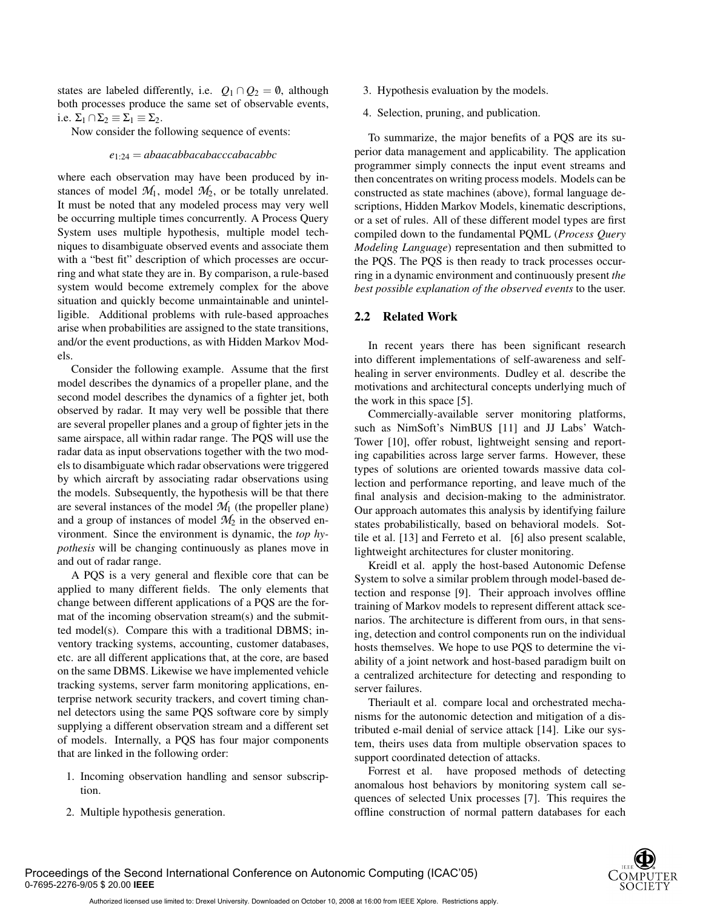states are labeled differently, i.e. $Q_1 \cap Q_2 = \emptyset$, although both processes produce the same set of observable events, i.e. $\Sigma_1 \cap \Sigma_2 \equiv \Sigma_1 \equiv \Sigma_2$.

Now consider the following sequence of events:

$$e_{1:24} = abaacabbacabacccabacabbc$$

where each observation may have been produced by instances of model $\mathcal{M}_1$, model $\mathcal{M}_2$, or be totally unrelated. It must be noted that any modeled process may very well be occurring multiple times concurrently. A Process Query System uses multiple hypothesis, multiple model techniques to disambiguate observed events and associate them with a "best fit" description of which processes are occurring and what state they are in. By comparison, a rule-based system would become extremely complex for the above situation and quickly become unmaintainable and unintelligible. Additional problems with rule-based approaches arise when probabilities are assigned to the state transitions, and/or the event productions, as with Hidden Markov Models.

Consider the following example. Assume that the first model describes the dynamics of a propeller plane, and the second model describes the dynamics of a fighter jet, both observed by radar. It may very well be possible that there are several propeller planes and a group of fighter jets in the same airspace, all within radar range. The PQS will use the radar data as input observations together with the two models to disambiguate which radar observations were triggered by which aircraft by associating radar observations using the models. Subsequently, the hypothesis will be that there are several instances of the model $\mathcal{M}_1$ (the propeller plane) and a group of instances of model $\mathcal{M}_2$ in the observed environment. Since the environment is dynamic, the *top hypothesis* will be changing continuously as planes move in and out of radar range.

A PQS is a very general and flexible core that can be applied to many different fields. The only elements that change between different applications of a PQS are the format of the incoming observation stream(s) and the submitted model(s). Compare this with a traditional DBMS; inventory tracking systems, accounting, customer databases, etc. are all different applications that, at the core, are based on the same DBMS. Likewise we have implemented vehicle tracking systems, server farm monitoring applications, enterprise network security trackers, and covert timing channel detectors using the same PQS software core by simply supplying a different observation stream and a different set of models. Internally, a PQS has four major components that are linked in the following order:

1. Incoming observation handling and sensor subscription.
2. Multiple hypothesis generation.
3. Hypothesis evaluation by the models.
4. Selection, pruning, and publication.

To summarize, the major benefits of a PQS are its superior data management and applicability. The application programmer simply connects the input event streams and then concentrates on writing process models. Models can be constructed as state machines (above), formal language descriptions, Hidden Markov Models, kinematic descriptions, or a set of rules. All of these different model types are first compiled down to the fundamental PQML (*Process Query Modeling Language*) representation and then submitted to the PQS. The PQS is then ready to track processes occurring in a dynamic environment and continuously present *the best possible explanation of the observed events* to the user.

## 2.2 Related Work

In recent years there has been significant research into different implementations of self-awareness and self-healing in server environments. Dudley et al. describe the motivations and architectural concepts underlying much of the work in this space [5].

Commercially-available server monitoring platforms, such as NimSoft's NimBUS [11] and JJ Labs' WatchTower [10], offer robust, lightweight sensing and reporting capabilities across large server farms. However, these types of solutions are oriented towards massive data collection and performance reporting, and leave much of the final analysis and decision-making to the administrator. Our approach automates this analysis by identifying failure states probabilistically, based on behavioral models. Sottile et al. [13] and Ferreto et al. [6] also present scalable, lightweight architectures for cluster monitoring.

Kreidl et al. apply the host-based Autonomic Defense System to solve a similar problem through model-based detection and response [9]. Their approach involves offline training of Markov models to represent different attack scenarios. The architecture is different from ours, in that sensing, detection and control components run on the individual hosts themselves. We hope to use PQS to determine the viability of a joint network and host-based paradigm built on a centralized architecture for detecting and responding to server failures.

Theriault et al. compare local and orchestrated mechanisms for the autonomic detection and mitigation of a distributed e-mail denial of service attack [14]. Like our system, theirs uses data from multiple observation spaces to support coordinated detection of attacks.

Forrest et al. have proposed methods of detecting anomalous host behaviors by monitoring system call sequences of selected Unix processes [7]. This requires the offline construction of normal pattern databases for each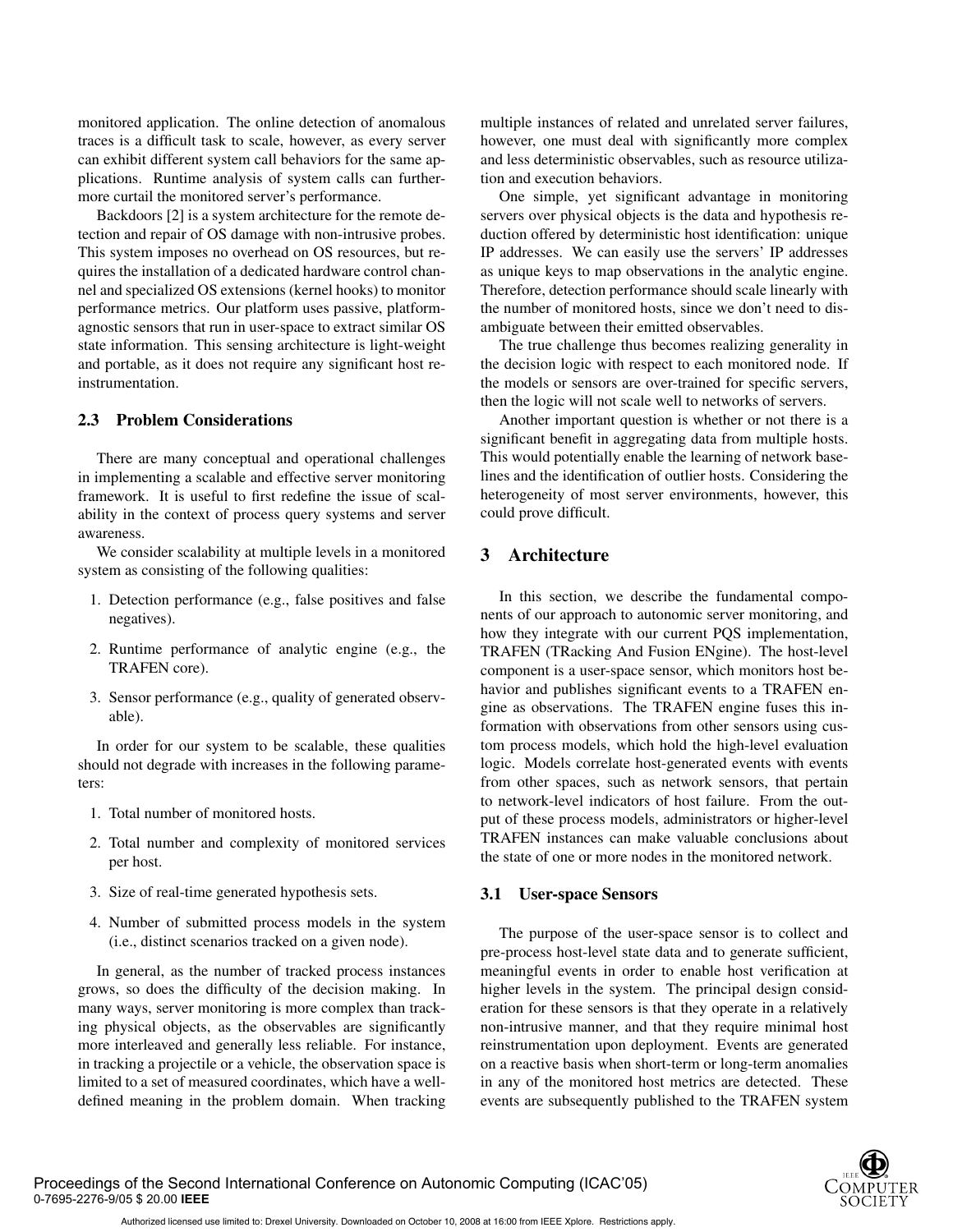monitored application. The online detection of anomalous traces is a difficult task to scale, however, as every server can exhibit different system call behaviors for the same applications. Runtime analysis of system calls can furthermore curtail the monitored server's performance.

Backdoors [2] is a system architecture for the remote detection and repair of OS damage with non-intrusive probes. This system imposes no overhead on OS resources, but requires the installation of a dedicated hardware control channel and specialized OS extensions (kernel hooks) to monitor performance metrics. Our platform uses passive, platform-agnostic sensors that run in user-space to extract similar OS state information. This sensing architecture is light-weight and portable, as it does not require any significant host re-instrumentation.

### 2.3 Problem Considerations

There are many conceptual and operational challenges in implementing a scalable and effective server monitoring framework. It is useful to first redefine the issue of scalability in the context of process query systems and server awareness.

We consider scalability at multiple levels in a monitored system as consisting of the following qualities:

1. Detection performance (e.g., false positives and false negatives).
2. Runtime performance of analytic engine (e.g., the TRAFEN core).
3. Sensor performance (e.g., quality of generated observable).

In order for our system to be scalable, these qualities should not degrade with increases in the following parameters:

1. Total number of monitored hosts.
2. Total number and complexity of monitored services per host.
3. Size of real-time generated hypothesis sets.
4. Number of submitted process models in the system (i.e., distinct scenarios tracked on a given node).

In general, as the number of tracked process instances grows, so does the difficulty of the decision making. In many ways, server monitoring is more complex than tracking physical objects, as the observables are significantly more interleaved and generally less reliable. For instance, in tracking a projectile or a vehicle, the observation space is limited to a set of measured coordinates, which have a well-defined meaning in the problem domain. When tracking multiple instances of related and unrelated server failures, however, one must deal with significantly more complex and less deterministic observables, such as resource utilization and execution behaviors.

One simple, yet significant advantage in monitoring servers over physical objects is the data and hypothesis reduction offered by deterministic host identification: unique IP addresses. We can easily use the servers' IP addresses as unique keys to map observations in the analytic engine. Therefore, detection performance should scale linearly with the number of monitored hosts, since we don't need to disambiguate between their emitted observables.

The true challenge thus becomes realizing generality in the decision logic with respect to each monitored node. If the models or sensors are over-trained for specific servers, then the logic will not scale well to networks of servers.

Another important question is whether or not there is a significant benefit in aggregating data from multiple hosts. This would potentially enable the learning of network baselines and the identification of outlier hosts. Considering the heterogeneity of most server environments, however, this could prove difficult.

## 3 Architecture

In this section, we describe the fundamental components of our approach to autonomic server monitoring, and how they integrate with our current PQS implementation, TRAFEN (TRacking And Fusion ENgine). The host-level component is a user-space sensor, which monitors host behavior and publishes significant events to a TRAFEN engine as observations. The TRAFEN engine fuses this information with observations from other sensors using custom process models, which hold the high-level evaluation logic. Models correlate host-generated events with events from other spaces, such as network sensors, that pertain to network-level indicators of host failure. From the output of these process models, administrators or higher-level TRAFEN instances can make valuable conclusions about the state of one or more nodes in the monitored network.

### 3.1 User-space Sensors

The purpose of the user-space sensor is to collect and pre-process host-level state data and to generate sufficient, meaningful events in order to enable host verification at higher levels in the system. The principal design consideration for these sensors is that they operate in a relatively non-intrusive manner, and that they require minimal host reinstrumentation upon deployment. Events are generated on a reactive basis when short-term or long-term anomalies in any of the monitored host metrics are detected. These events are subsequently published to the TRAFEN system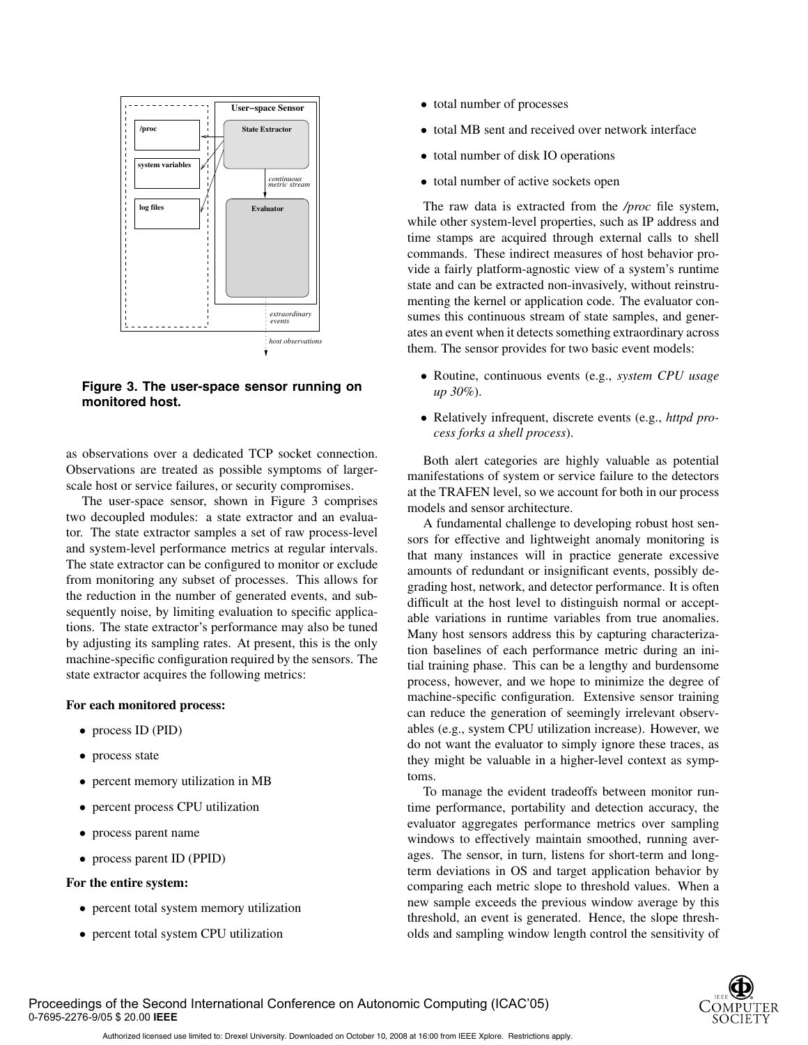User–space Sensor

/proc

State Extractor

system variables

continuous metric stream

log files

Evaluator

extraordinary events

host observations

**Figure 3. The user-space sensor running on monitored host.**

as observations over a dedicated TCP socket connection. Observations are treated as possible symptoms of larger-scale host or service failures, or security compromises.

The user-space sensor, shown in Figure 3 comprises two decoupled modules: a state extractor and an evaluator. The state extractor samples a set of raw process-level and system-level performance metrics at regular intervals. The state extractor can be configured to monitor or exclude from monitoring any subset of processes. This allows for the reduction in the number of generated events, and subsequently noise, by limiting evaluation to specific applications. The state extractor's performance may also be tuned by adjusting its sampling rates. At present, this is the only machine-specific configuration required by the sensors. The state extractor acquires the following metrics:

**For each monitored process:**

- process ID (PID)
- process state
- percent memory utilization in MB
- percent process CPU utilization
- process parent name
- process parent ID (PPID)

**For the entire system:**

- percent total system memory utilization
- percent total system CPU utilization
- total number of processes
- total MB sent and received over network interface
- total number of disk IO operations
- total number of active sockets open

The raw data is extracted from the */proc* file system, while other system-level properties, such as IP address and time stamps are acquired through external calls to shell commands. These indirect measures of host behavior provide a fairly platform-agnostic view of a system's runtime state and can be extracted non-invasively, without reinstrumenting the kernel or application code. The evaluator consumes this continuous stream of state samples, and generates an event when it detects something extraordinary across them. The sensor provides for two basic event models:

- Routine, continuous events (e.g., *system CPU usage up 30%*).
- Relatively infrequent, discrete events (e.g., *httpd process forks a shell process*).

Both alert categories are highly valuable as potential manifestations of system or service failure to the detectors at the TRAFEN level, so we account for both in our process models and sensor architecture.

A fundamental challenge to developing robust host sensors for effective and lightweight anomaly monitoring is that many instances will in practice generate excessive amounts of redundant or insignificant events, possibly degrading host, network, and detector performance. It is often difficult at the host level to distinguish normal or acceptable variations in runtime variables from true anomalies. Many host sensors address this by capturing characterization baselines of each performance metric during an initial training phase. This can be a lengthy and burdensome process, however, and we hope to minimize the degree of machine-specific configuration. Extensive sensor training can reduce the generation of seemingly irrelevant observables (e.g., system CPU utilization increase). However, we do not want the evaluator to simply ignore these traces, as they might be valuable in a higher-level context as symptoms.

To manage the evident tradeoffs between monitor runtime performance, portability and detection accuracy, the evaluator aggregates performance metrics over sampling windows to effectively maintain smoothed, running averages. The sensor, in turn, listens for short-term and long-term deviations in OS and target application behavior by comparing each metric slope to threshold values. When a new sample exceeds the previous window average by this threshold, an event is generated. Hence, the slope thresholds and sampling window length control the sensitivity of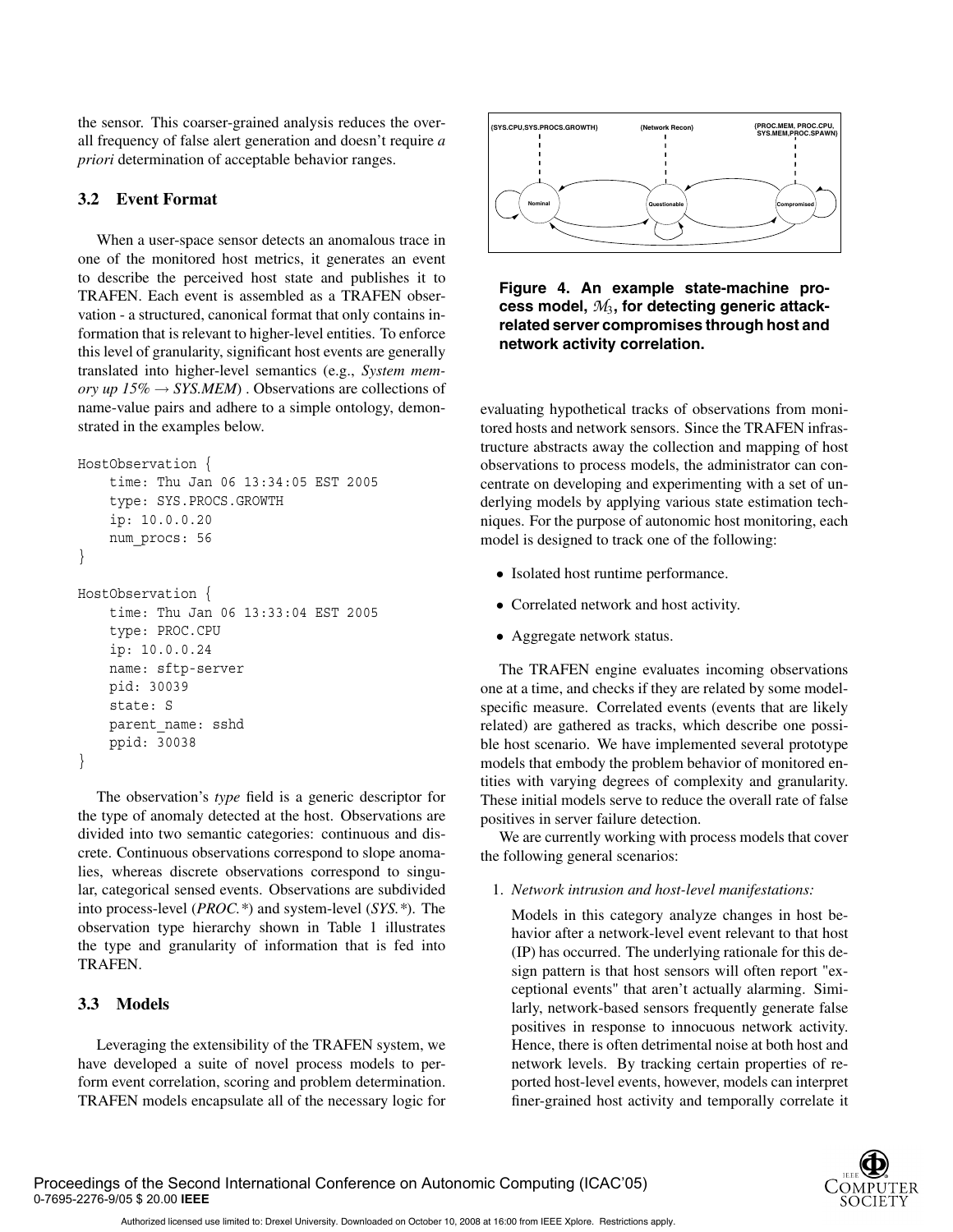the sensor. This coarser-grained analysis reduces the overall frequency of false alert generation and doesn't require *a priori* determination of acceptable behavior ranges.

### 3.2 Event Format

When a user-space sensor detects an anomalous trace in one of the monitored host metrics, it generates an event to describe the perceived host state and publishes it to TRAFEN. Each event is assembled as a TRAFEN observation - a structured, canonical format that only contains information that is relevant to higher-level entities. To enforce this level of granularity, significant host events are generally translated into higher-level semantics (e.g., *System memory up 15% → SYS.MEM*) . Observations are collections of name-value pairs and adhere to a simple ontology, demonstrated in the examples below.

```
HostObservation {
    time: Thu Jan 06 13:34:05 EST 2005
    type: SYS.PROCS.GROWTH
    ip: 10.0.0.20
    num_procs: 56
}

HostObservation {
    time: Thu Jan 06 13:33:04 EST 2005
    type: PROC.CPU
    ip: 10.0.0.24
    name: sftp-server
    pid: 30039
    state: S
    parent_name: sshd
    ppid: 30038
}
```

The observation's *type* field is a generic descriptor for the type of anomaly detected at the host. Observations are divided into two semantic categories: continuous and discrete. Continuous observations correspond to slope anomalies, whereas discrete observations correspond to singular, categorical sensed events. Observations are subdivided into process-level (*PROC.\**) and system-level (*SYS.\**). The observation type hierarchy shown in Table 1 illustrates the type and granularity of information that is fed into TRAFEN.

### 3.3 Models

Leveraging the extensibility of the TRAFEN system, we have developed a suite of novel process models to perform event correlation, scoring and problem determination. TRAFEN models encapsulate all of the necessary logic for

(SYS.CPU,SYS.PROCS.GROWTH)
(Network Recon)
(PROC.MEM, PROC.CPU, SYS.MEM,PROC.SPAWN)
Nominal
Questionable
Compromised

**Figure 4. An example state-machine process model, $\mathcal{M}_3$, for detecting generic attack-related server compromises through host and network activity correlation.**

evaluating hypothetical tracks of observations from monitored hosts and network sensors. Since the TRAFEN infrastructure abstracts away the collection and mapping of host observations to process models, the administrator can concentrate on developing and experimenting with a set of underlying models by applying various state estimation techniques. For the purpose of autonomic host monitoring, each model is designed to track one of the following:

- Isolated host runtime performance.
- Correlated network and host activity.
- Aggregate network status.

The TRAFEN engine evaluates incoming observations one at a time, and checks if they are related by some model-specific measure. Correlated events (events that are likely related) are gathered as tracks, which describe one possible host scenario. We have implemented several prototype models that embody the problem behavior of monitored entities with varying degrees of complexity and granularity. These initial models serve to reduce the overall rate of false positives in server failure detection.

We are currently working with process models that cover the following general scenarios:

1. *Network intrusion and host-level manifestations:*

   Models in this category analyze changes in host behavior after a network-level event relevant to that host (IP) has occurred. The underlying rationale for this design pattern is that host sensors will often report "exceptional events" that aren't actually alarming. Similarly, network-based sensors frequently generate false positives in response to innocuous network activity. Hence, there is often detrimental noise at both host and network levels. By tracking certain properties of reported host-level events, however, models can interpret finer-grained host activity and temporally correlate it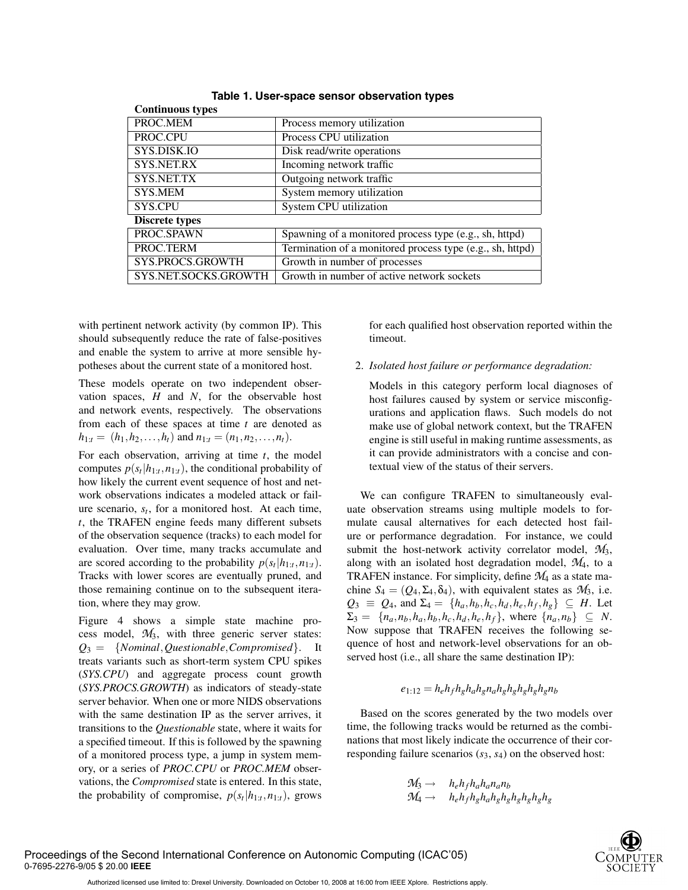**Table 1. User-space sensor observation types**

| | |
|---|---|
| **Continuous types** | |
| PROC.MEM | Process memory utilization |
| PROC.CPU | Process CPU utilization |
| SYS.DISK.IO | Disk read/write operations |
| SYS.NET.RX | Incoming network traffic |
| SYS.NET.TX | Outgoing network traffic |
| SYS.MEM | System memory utilization |
| SYS.CPU | System CPU utilization |
| **Discrete types** | |
| PROC.SPAWN | Spawning of a monitored process type (e.g., sh, httpd) |
| PROC.TERM | Termination of a monitored process type (e.g., sh, httpd) |
| SYS.PROCS.GROWTH | Growth in number of processes |
| SYS.NET.SOCKS.GROWTH | Growth in number of active network sockets |

with pertinent network activity (by common IP). This should subsequently reduce the rate of false-positives and enable the system to arrive at more sensible hypotheses about the current state of a monitored host.

These models operate on two independent observation spaces, $H$ and $N$, for the observable host and network events, respectively. The observations from each of these spaces at time $t$ are denoted as $h_{1:t} = (h_1, h_2, \ldots, h_t)$ and $n_{1:t} = (n_1, n_2, \ldots, n_t)$.

For each observation, arriving at time $t$, the model computes $p(s_t|h_{1:t}, n_{1:t})$, the conditional probability of how likely the current event sequence of host and network observations indicates a modeled attack or failure scenario, $s_t$, for a monitored host. At each time, $t$, the TRAFEN engine feeds many different subsets of the observation sequence (tracks) to each model for evaluation. Over time, many tracks accumulate and are scored according to the probability $p(s_t|h_{1:t}, n_{1:t})$. Tracks with lower scores are eventually pruned, and those remaining continue on to the subsequent iteration, where they may grow.

Figure 4 shows a simple state machine process model, $\mathcal{M}_3$, with three generic server states: $Q_3 = \{Nominal, Questionable, Compromised\}$. It treats variants such as short-term system CPU spikes (*SYS.CPU*) and aggregate process count growth (*SYS.PROCS.GROWTH*) as indicators of steady-state server behavior. When one or more NIDS observations with the same destination IP as the server arrives, it transitions to the *Questionable* state, where it waits for a specified timeout. If this is followed by the spawning of a monitored process type, a jump in system memory, or a series of *PROC.CPU* or *PROC.MEM* observations, the *Compromised* state is entered. In this state, the probability of compromise, $p(s_t|h_{1:t}, n_{1:t})$, grows for each qualified host observation reported within the timeout.

2. *Isolated host failure or performance degradation:*

   Models in this category perform local diagnoses of host failures caused by system or service misconfigurations and application flaws. Such models do not make use of global network context, but the TRAFEN engine is still useful in making runtime assessments, as it can provide administrators with a concise and contextual view of the status of their servers.

We can configure TRAFEN to simultaneously evaluate observation streams using multiple models to formulate causal alternatives for each detected host failure or performance degradation. For instance, we could submit the host-network activity correlator model, $\mathcal{M}_3$, along with an isolated host degradation model, $\mathcal{M}_4$, to a TRAFEN instance. For simplicity, define $\mathcal{M}_4$ as a state machine $S_4 = (Q_4, \Sigma_4, \delta_4)$, with equivalent states as $\mathcal{M}_3$, i.e. $Q_3 \equiv Q_4$, and $\Sigma_4 = \{h_a, h_b, h_c, h_d, h_e, h_f, h_g\} \subseteq H$. Let $\Sigma_3 = \{n_a, n_b, h_a, h_b, h_c, h_d, h_e, h_f\}$, where $\{n_a, n_b\} \subseteq N$. Now suppose that TRAFEN receives the following sequence of host and network-level observations for an observed host (i.e., all share the same destination IP):

$$e_{1:12} = h_e h_f h_g h_a h_g n_a h_g h_g h_g h_g h_g n_b$$

Based on the scores generated by the two models over time, the following tracks would be returned as the combinations that most likely indicate the occurrence of their corresponding failure scenarios ($s_3$, $s_4$) on the observed host:

$$\mathcal{M}_3 \rightarrow \quad h_e h_f h_a h_a n_a n_b$$
$$\mathcal{M}_4 \rightarrow \quad h_e h_f h_g h_a h_g h_g h_g h_g h_g h_g$$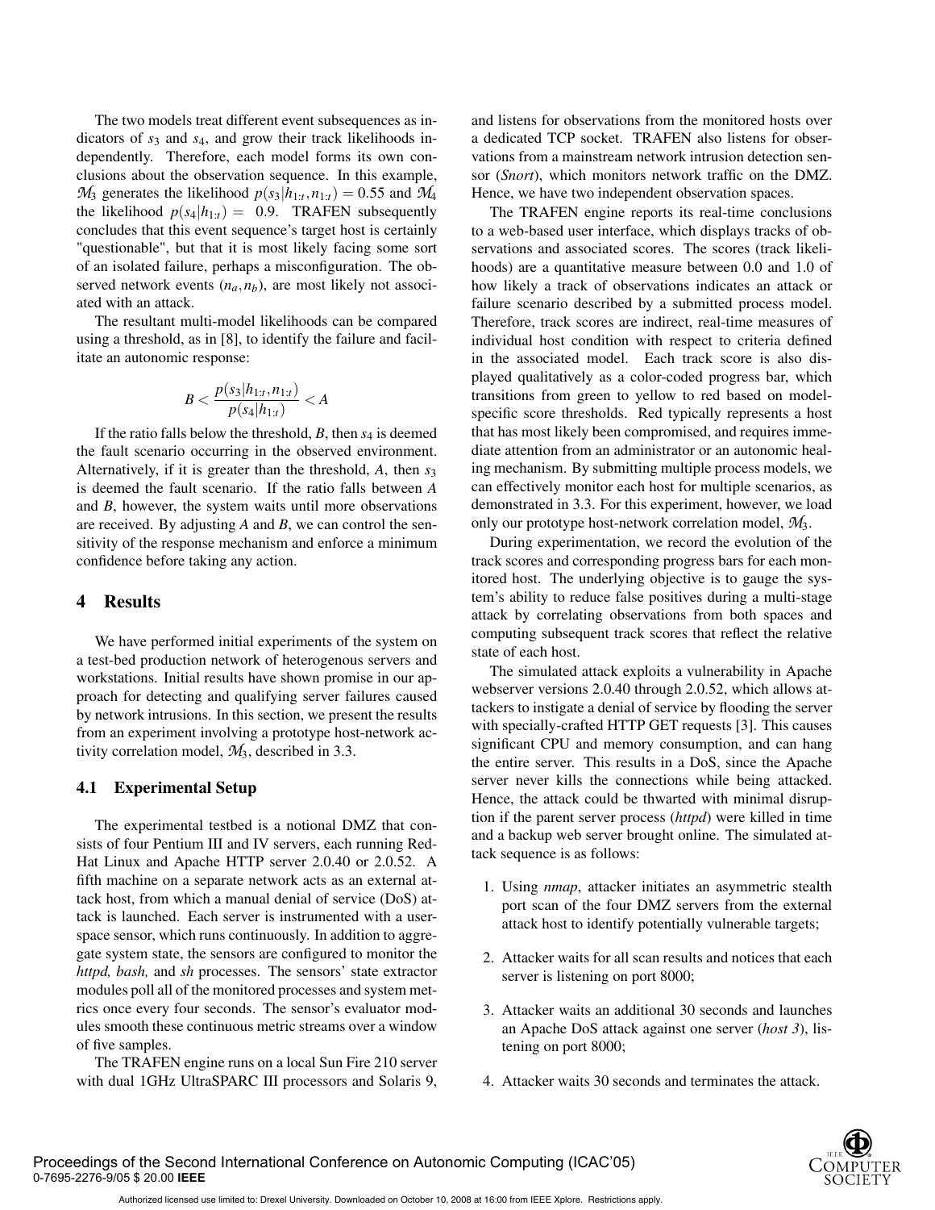The two models treat different event subsequences as indicators of $s_3$ and $s_4$, and grow their track likelihoods independently. Therefore, each model forms its own conclusions about the observation sequence. In this example, $\mathcal{M}_3$ generates the likelihood $p(s_3|h_{1:t}, n_{1:t}) = 0.55$ and $\mathcal{M}_4$ the likelihood $p(s_4|h_{1:t}) = 0.9$. TRAFEN subsequently concludes that this event sequence's target host is certainly "questionable", but that it is most likely facing some sort of an isolated failure, perhaps a misconfiguration. The observed network events $(n_a, n_b)$, are most likely not associated with an attack.

The resultant multi-model likelihoods can be compared using a threshold, as in [8], to identify the failure and facilitate an autonomic response:

$$B < \frac{p(s_3|h_{1:t}, n_{1:t})}{p(s_4|h_{1:t})} < A$$

If the ratio falls below the threshold, $B$, then $s_4$ is deemed the fault scenario occurring in the observed environment. Alternatively, if it is greater than the threshold, $A$, then $s_3$ is deemed the fault scenario. If the ratio falls between $A$ and $B$, however, the system waits until more observations are received. By adjusting $A$ and $B$, we can control the sensitivity of the response mechanism and enforce a minimum confidence before taking any action.

## 4 Results

We have performed initial experiments of the system on a test-bed production network of heterogenous servers and workstations. Initial results have shown promise in our approach for detecting and qualifying server failures caused by network intrusions. In this section, we present the results from an experiment involving a prototype host-network activity correlation model, $\mathcal{M}_3$, described in 3.3.

### 4.1 Experimental Setup

The experimental testbed is a notional DMZ that consists of four Pentium III and IV servers, each running Red-Hat Linux and Apache HTTP server 2.0.40 or 2.0.52. A fifth machine on a separate network acts as an external attack host, from which a manual denial of service (DoS) attack is launched. Each server is instrumented with a user-space sensor, which runs continuously. In addition to aggregate system state, the sensors are configured to monitor the *httpd, bash,* and *sh* processes. The sensors' state extractor modules poll all of the monitored processes and system metrics once every four seconds. The sensor's evaluator modules smooth these continuous metric streams over a window of five samples.

The TRAFEN engine runs on a local Sun Fire 210 server with dual 1GHz UltraSPARC III processors and Solaris 9, and listens for observations from the monitored hosts over a dedicated TCP socket. TRAFEN also listens for observations from a mainstream network intrusion detection sensor (*Snort*), which monitors network traffic on the DMZ. Hence, we have two independent observation spaces.

The TRAFEN engine reports its real-time conclusions to a web-based user interface, which displays tracks of observations and associated scores. The scores (track likelihoods) are a quantitative measure between 0.0 and 1.0 of how likely a track of observations indicates an attack or failure scenario described by a submitted process model. Therefore, track scores are indirect, real-time measures of individual host condition with respect to criteria defined in the associated model. Each track score is also displayed qualitatively as a color-coded progress bar, which transitions from green to yellow to red based on model-specific score thresholds. Red typically represents a host that has most likely been compromised, and requires immediate attention from an administrator or an autonomic healing mechanism. By submitting multiple process models, we can effectively monitor each host for multiple scenarios, as demonstrated in 3.3. For this experiment, however, we load only our prototype host-network correlation model, $\mathcal{M}_3$.

During experimentation, we record the evolution of the track scores and corresponding progress bars for each monitored host. The underlying objective is to gauge the system's ability to reduce false positives during a multi-stage attack by correlating observations from both spaces and computing subsequent track scores that reflect the relative state of each host.

The simulated attack exploits a vulnerability in Apache webserver versions 2.0.40 through 2.0.52, which allows attackers to instigate a denial of service by flooding the server with specially-crafted HTTP GET requests [3]. This causes significant CPU and memory consumption, and can hang the entire server. This results in a DoS, since the Apache server never kills the connections while being attacked. Hence, the attack could be thwarted with minimal disruption if the parent server process (*httpd*) were killed in time and a backup web server brought online. The simulated attack sequence is as follows:

1. Using *nmap*, attacker initiates an asymmetric stealth port scan of the four DMZ servers from the external attack host to identify potentially vulnerable targets;
2. Attacker waits for all scan results and notices that each server is listening on port 8000;
3. Attacker waits an additional 30 seconds and launches an Apache DoS attack against one server (*host 3*), listening on port 8000;
4. Attacker waits 30 seconds and terminates the attack.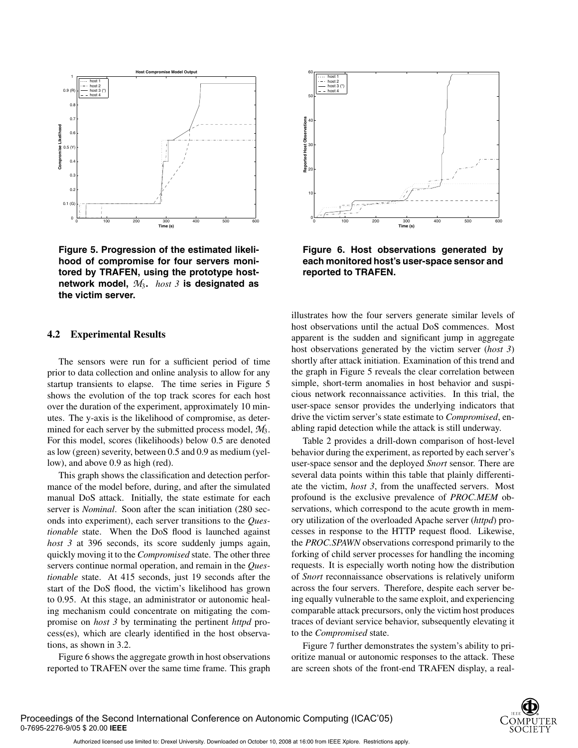Host Compromise Model Output

1

0.9 (R)

0.8

0.7

0.6

0.5 (Y)

0.4

0.3

0.2

0.1 (G)

0

Compromise Likelihood

0 100 200 300 400 500 600

Time (s)

host 1
host 2
host 3 (*)
host 4

**Figure 5. Progression of the estimated likelihood of compromise for four servers monitored by TRAFEN, using the prototype host-network model, $\mathcal{M}_3$.** *host 3* **is designated as the victim server.**

60

50

40

30

20

10

0

Reported Host Observations

0 100 200 300 400 500 600

Time (s)

host 1
host 2
host 3 (*)
host 4

**Figure 6. Host observations generated by each monitored host's user-space sensor and reported to TRAFEN.**

### 4.2 Experimental Results

The sensors were run for a sufficient period of time prior to data collection and online analysis to allow for any startup transients to elapse. The time series in Figure 5 shows the evolution of the top track scores for each host over the duration of the experiment, approximately 10 minutes. The y-axis is the likelihood of compromise, as determined for each server by the submitted process model, $\mathcal{M}_3$. For this model, scores (likelihoods) below 0.5 are denoted as low (green) severity, between 0.5 and 0.9 as medium (yellow), and above 0.9 as high (red).

This graph shows the classification and detection performance of the model before, during, and after the simulated manual DoS attack. Initially, the state estimate for each server is *Nominal*. Soon after the scan initiation (280 seconds into experiment), each server transitions to the *Questionable* state. When the DoS flood is launched against *host 3* at 396 seconds, its score suddenly jumps again, quickly moving it to the *Compromised* state. The other three servers continue normal operation, and remain in the *Questionable* state. At 415 seconds, just 19 seconds after the start of the DoS flood, the victim's likelihood has grown to 0.95. At this stage, an administrator or autonomic healing mechanism could concentrate on mitigating the compromise on *host 3* by terminating the pertinent *httpd* process(es), which are clearly identified in the host observations, as shown in 3.2.

Figure 6 shows the aggregate growth in host observations reported to TRAFEN over the same time frame. This graph illustrates how the four servers generate similar levels of host observations until the actual DoS commences. Most apparent is the sudden and significant jump in aggregate host observations generated by the victim server (*host 3*) shortly after attack initiation. Examination of this trend and the graph in Figure 5 reveals the clear correlation between simple, short-term anomalies in host behavior and suspicious network reconnaissance activities. In this trial, the user-space sensor provides the underlying indicators that drive the victim server's state estimate to *Compromised*, enabling rapid detection while the attack is still underway.

Table 2 provides a drill-down comparison of host-level behavior during the experiment, as reported by each server's user-space sensor and the deployed *Snort* sensor. There are several data points within this table that plainly differentiate the victim, *host 3*, from the unaffected servers. Most profound is the exclusive prevalence of *PROC.MEM* observations, which correspond to the acute growth in memory utilization of the overloaded Apache server (*httpd*) processes in response to the HTTP request flood. Likewise, the *PROC.SPAWN* observations correspond primarily to the forking of child server processes for handling the incoming requests. It is especially worth noting how the distribution of *Snort* reconnaissance observations is relatively uniform across the four servers. Therefore, despite each server being equally vulnerable to the same exploit, and experiencing comparable attack precursors, only the victim host produces traces of deviant service behavior, subsequently elevating it to the *Compromised* state.

Figure 7 further demonstrates the system's ability to prioritize manual or autonomic responses to the attack. These are screen shots of the front-end TRAFEN display, a real-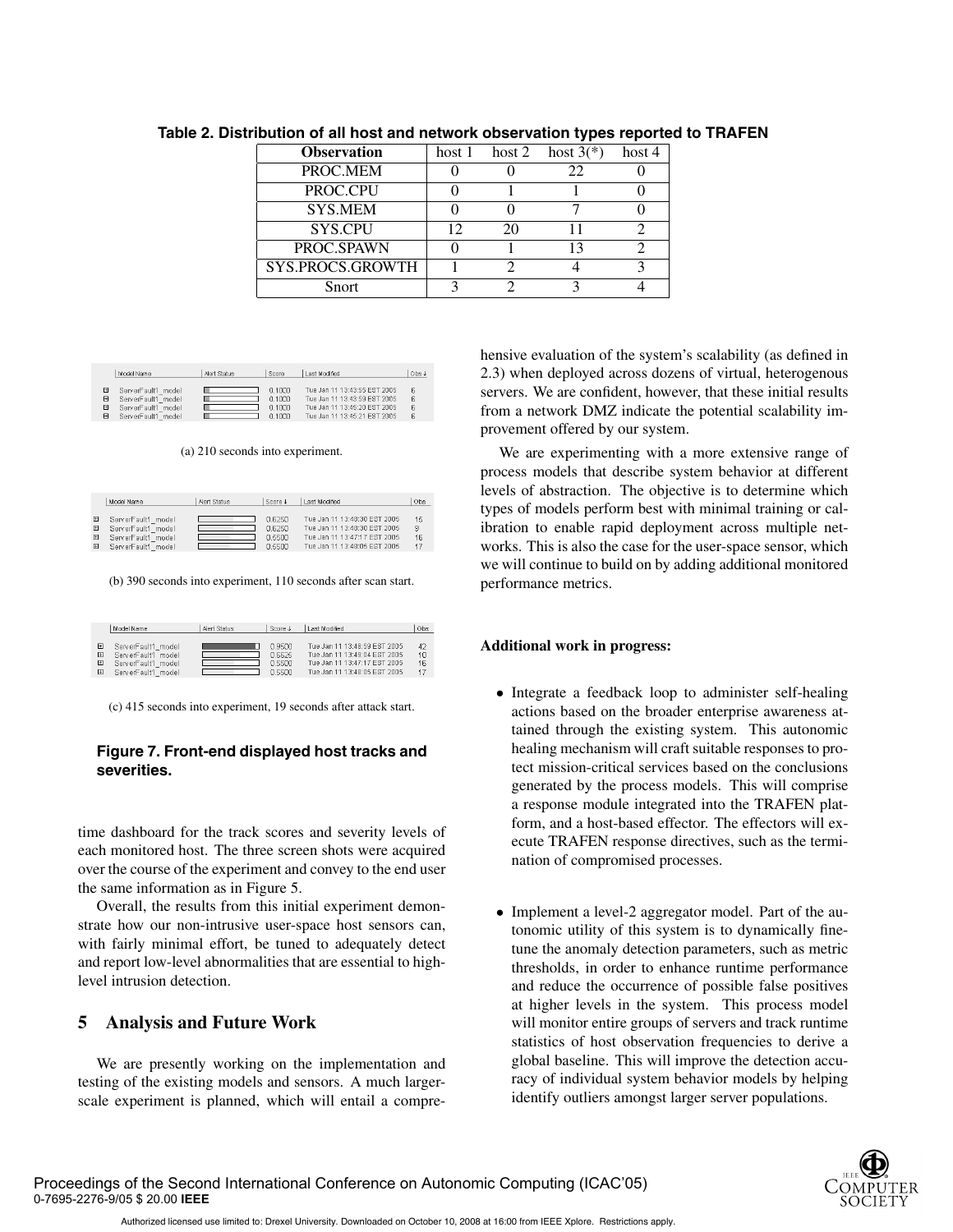**Table 2. Distribution of all host and network observation types reported to TRAFEN**

| Observation | host 1 | host 2 | host 3(*) | host 4 |
|---|---|---|---|---|
| PROC.MEM | 0 | 0 | 22 | 0 |
| PROC.CPU | 0 | 1 | 1 | 0 |
| SYS.MEM | 0 | 0 | 7 | 0 |
| SYS.CPU | 12 | 20 | 11 | 2 |
| PROC.SPAWN | 0 | 1 | 13 | 2 |
| SYS.PROCS.GROWTH | 1 | 2 | 4 | 3 |
| Snort | 3 | 2 | 3 | 4 |

| Model Name | Alert Status | Score | Last Modified | Obs |
|---|---|---|---|---|
| ServerFault1_model | | 0.1000 | Tue Jan 11 13:43:55 EST 2005 | 6 |
| ServerFault1_model | | 0.1000 | Tue Jan 11 13:43:59 EST 2005 | 6 |
| ServerFault1_model | | 0.1000 | Tue Jan 11 13:45:20 EST 2005 | 6 |
| ServerFault1_model | | 0.1000 | Tue Jan 11 13:46:21 EST 2005 | 6 |

(a) 210 seconds into experiment.

| Model Name | Alert Status | Score | Last Modified | Obs |
|---|---|---|---|---|
| ServerFault1_model | | 0.6250 | Tue Jan 11 13:48:30 EST 2005 | 15 |
| ServerFault1_model | | 0.6250 | Tue Jan 11 13:48:30 EST 2005 | 9 |
| ServerFault1_model | | 0.5500 | Tue Jan 11 13:47:17 EST 2005 | 16 |
| ServerFault1_model | | 0.5500 | Tue Jan 11 13:48:05 EST 2005 | 17 |

(b) 390 seconds into experiment, 110 seconds after scan start.

| Model Name | Alert Status | Score | Last Modified | Obs |
|---|---|---|---|---|
| ServerFault1_model | | 0.9500 | Tue Jan 11 13:48:59 EST 2005 | 42 |
| ServerFault1_model | | 0.5625 | Tue Jan 11 13:49:04 EST 2005 | 10 |
| ServerFault1_model | | 0.5500 | Tue Jan 11 13:47:17 EST 2005 | 16 |
| ServerFault1_model | | 0.5500 | Tue Jan 11 13:48:05 EST 2005 | 17 |

(c) 415 seconds into experiment, 19 seconds after attack start.

**Figure 7. Front-end displayed host tracks and severities.**

time dashboard for the track scores and severity levels of each monitored host. The three screen shots were acquired over the course of the experiment and convey to the end user the same information as in Figure 5.

Overall, the results from this initial experiment demonstrate how our non-intrusive user-space host sensors can, with fairly minimal effort, be tuned to adequately detect and report low-level abnormalities that are essential to high-level intrusion detection.

## 5 Analysis and Future Work

We are presently working on the implementation and testing of the existing models and sensors. A much larger-scale experiment is planned, which will entail a comprehensive evaluation of the system's scalability (as defined in 2.3) when deployed across dozens of virtual, heterogenous servers. We are confident, however, that these initial results from a network DMZ indicate the potential scalability improvement offered by our system.

We are experimenting with a more extensive range of process models that describe system behavior at different levels of abstraction. The objective is to determine which types of models perform best with minimal training or calibration to enable rapid deployment across multiple networks. This is also the case for the user-space sensor, which we will continue to build on by adding additional monitored performance metrics.

**Additional work in progress:**

- Integrate a feedback loop to administer self-healing actions based on the broader enterprise awareness attained through the existing system. This autonomic healing mechanism will craft suitable responses to protect mission-critical services based on the conclusions generated by the process models. This will comprise a response module integrated into the TRAFEN platform, and a host-based effector. The effectors will execute TRAFEN response directives, such as the termination of compromised processes.

- Implement a level-2 aggregator model. Part of the autonomic utility of this system is to dynamically fine-tune the anomaly detection parameters, such as metric thresholds, in order to enhance runtime performance and reduce the occurrence of possible false positives at higher levels in the system. This process model will monitor entire groups of servers and track runtime statistics of host observation frequencies to derive a global baseline. This will improve the detection accuracy of individual system behavior models by helping identify outliers amongst larger server populations.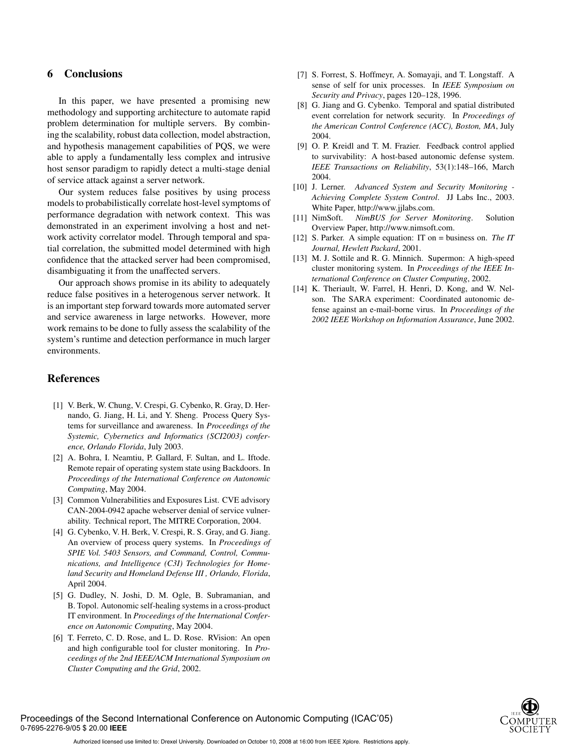## 6 Conclusions

In this paper, we have presented a promising new methodology and supporting architecture to automate rapid problem determination for multiple servers. By combining the scalability, robust data collection, model abstraction, and hypothesis management capabilities of PQS, we were able to apply a fundamentally less complex and intrusive host sensor paradigm to rapidly detect a multi-stage denial of service attack against a server network.

Our system reduces false positives by using process models to probabilistically correlate host-level symptoms of performance degradation with network context. This was demonstrated in an experiment involving a host and network activity correlator model. Through temporal and spatial correlation, the submitted model determined with high confidence that the attacked server had been compromised, disambiguating it from the unaffected servers.

Our approach shows promise in its ability to adequately reduce false positives in a heterogenous server network. It is an important step forward towards more automated server and service awareness in large networks. However, more work remains to be done to fully assess the scalability of the system's runtime and detection performance in much larger environments.

## References

[1] V. Berk, W. Chung, V. Crespi, G. Cybenko, R. Gray, D. Hernando, G. Jiang, H. Li, and Y. Sheng. Process Query Systems for surveillance and awareness. In *Proceedings of the Systemic, Cybernetics and Informatics (SCI2003) conference, Orlando Florida*, July 2003.

[2] A. Bohra, I. Neamtiu, P. Gallard, F. Sultan, and L. Iftode. Remote repair of operating system state using Backdoors. In *Proceedings of the International Conference on Autonomic Computing*, May 2004.

[3] Common Vulnerabilities and Exposures List. CVE advisory CAN-2004-0942 apache webserver denial of service vulnerability. Technical report, The MITRE Corporation, 2004.

[4] G. Cybenko, V. H. Berk, V. Crespi, R. S. Gray, and G. Jiang. An overview of process query systems. In *Proceedings of SPIE Vol. 5403 Sensors, and Command, Control, Communications, and Intelligence (C3I) Technologies for Homeland Security and Homeland Defense III , Orlando, Florida*, April 2004.

[5] G. Dudley, N. Joshi, D. M. Ogle, B. Subramanian, and B. Topol. Autonomic self-healing systems in a cross-product IT environment. In *Proceedings of the International Conference on Autonomic Computing*, May 2004.

[6] T. Ferreto, C. D. Rose, and L. D. Rose. RVision: An open and high configurable tool for cluster monitoring. In *Proceedings of the 2nd IEEE/ACM International Symposium on Cluster Computing and the Grid*, 2002.

[7] S. Forrest, S. Hoffmeyr, A. Somayaji, and T. Longstaff. A sense of self for unix processes. In *IEEE Symposium on Security and Privacy*, pages 120–128, 1996.

[8] G. Jiang and G. Cybenko. Temporal and spatial distributed event correlation for network security. In *Proceedings of the American Control Conference (ACC), Boston, MA*, July 2004.

[9] O. P. Kreidl and T. M. Frazier. Feedback control applied to survivability: A host-based autonomic defense system. *IEEE Transactions on Reliability*, 53(1):148–166, March 2004.

[10] J. Lerner. *Advanced System and Security Monitoring - Achieving Complete System Control*. JJ Labs Inc., 2003. White Paper, http://www.jjlabs.com.

[11] NimSoft. *NimBUS for Server Monitoring*. Solution Overview Paper, http://www.nimsoft.com.

[12] S. Parker. A simple equation: IT on = business on. *The IT Journal, Hewlett Packard*, 2001.

[13] M. J. Sottile and R. G. Minnich. Supermon: A high-speed cluster monitoring system. In *Proceedings of the IEEE International Conference on Cluster Computing*, 2002.

[14] K. Theriault, W. Farrel, H. Henri, D. Kong, and W. Nelson. The SARA experiment: Coordinated autonomic defense against an e-mail-borne virus. In *Proceedings of the 2002 IEEE Workshop on Information Assurance*, June 2002.